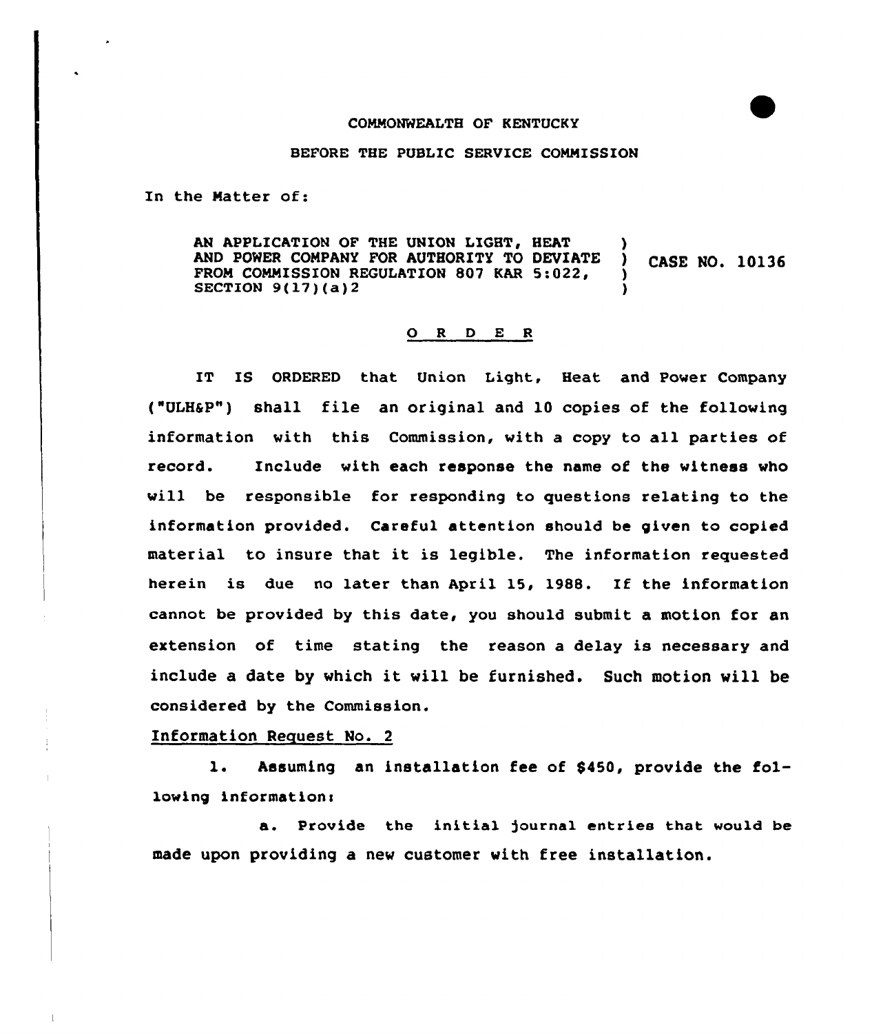COMMONWEALTH OF KENTUCKY

BEFORE THE PUBLIC SERVICE COMMISSION

In the Matter of:

| | | |
|---|---|---|
| AN APPLICATION OF THE UNION LIGHT, HEAT AND POWER COMPANY FOR AUTHORITY TO DEVIATE FROM COMMISSION REGULATION 807 KAR 5:022, SECTION 9(17)(a)2 | ) ) ) ) | CASE NO. 10136 |

## O R D E R

IT IS ORDERED that Union Light, Heat and Power Company ("ULH&P") shall file an original and 10 copies of the following information with this Commission, with a copy to all parties of record. Include with each response the name of the witness who will be responsible for responding to questions relating to the information provided. Careful attention should be given to copied material to insure that it is legible. The information requested herein is due no later than April 15, 1988. If the information cannot be provided by this date, you should submit a motion for an extension of time stating the reason a delay is necessary and include a date by which it will be furnished. Such motion will be considered by the Commission.

Information Request No. 2

1. Assuming an installation fee of $450, provide the following information:

a. Provide the initial journal entries that would be made upon providing a new customer with free installation.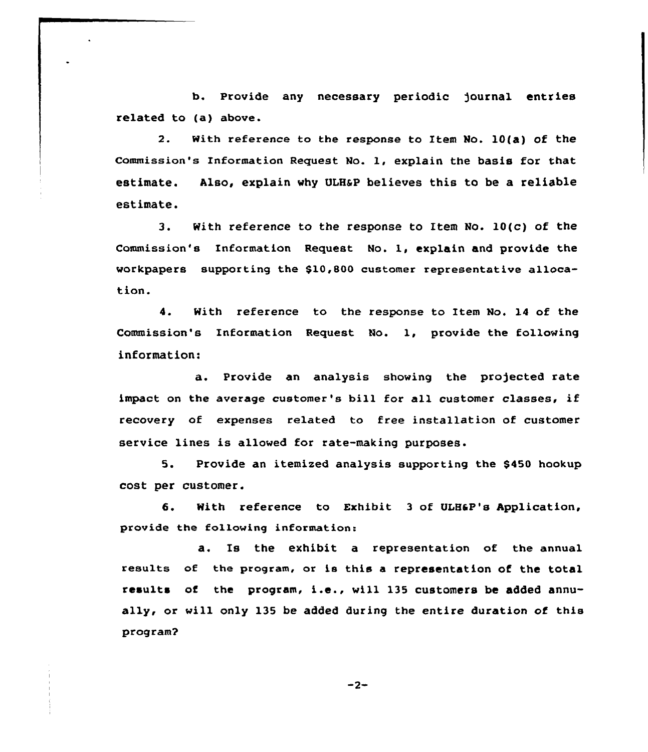b. Provide any necessary periodic journal entries related to (a) above.

2. With reference to the response to Item No. 10(a) of the Commission's Information Request No. 1, explain the basis for that estimate. Also, explain why ULH&P believes this to be a reliable estimate.

3. With reference to the response to Item No. 10(c) of the Commission's Information Request No. 1, explain and provide the workpapers supporting the $10,800 customer representative allocation.

4. With reference to the response to Item No. 14 of the Commission's Information Request No. 1, provide the following information:

a. Provide an analysis showing the projected rate impact on the average customer's bill for all customer classes, if recovery of expenses related to free installation of customer service lines is allowed for rate-making purposes.

5. Provide an itemized analysis supporting the $450 hookup cost per customer.

6. With reference to Exhibit 3 of ULH&P's Application, provide the following information:

a. Is the exhibit a representation of the annual results of the program, or is this a representation of the total results of the program, i.e., will 135 customers be added annually, or will only 135 be added during the entire duration of this program?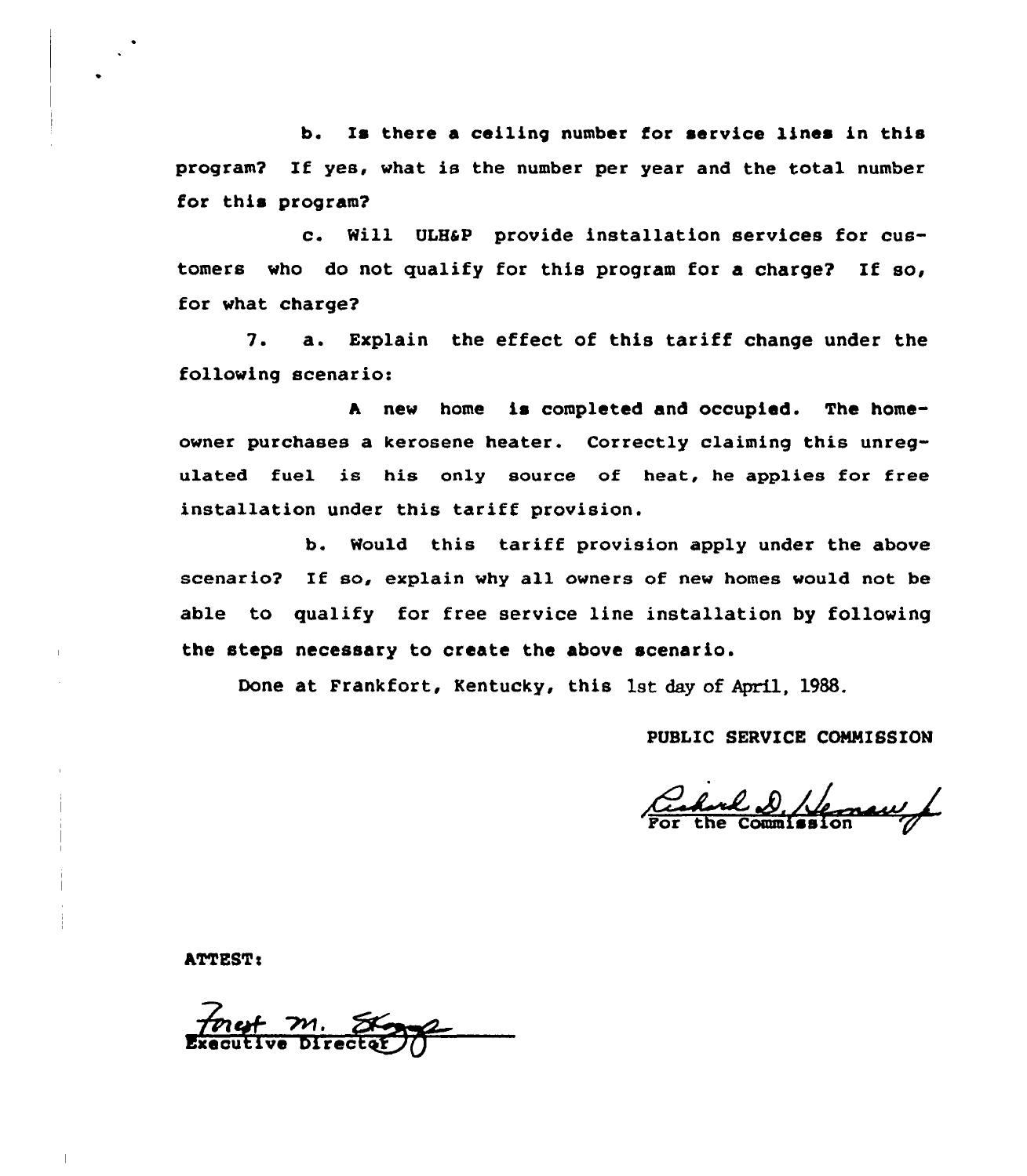b. Is there a ceiling number for service lines in this program? If yes, what is the number per year and the total number for this program?

c. Will ULH&P provide installation services for customers who do not qualify for this program for a charge? If so, for what charge?

7. a. Explain the effect of this tariff change under the following scenario:

A new home is completed and occupied. The homeowner purchases a kerosene heater. Correctly claiming this unregulated fuel is his only source of heat, he applies for free installation under this tariff provision.

b. Would this tariff provision apply under the above scenario? If so, explain why all owners of new homes would not be able to qualify for free service line installation by following the steps necessary to create the above scenario.

Done at Frankfort, Kentucky, this 1st day of April, 1988.

PUBLIC SERVICE COMMISSION

For the Commission

ATTEST:

Executive Director